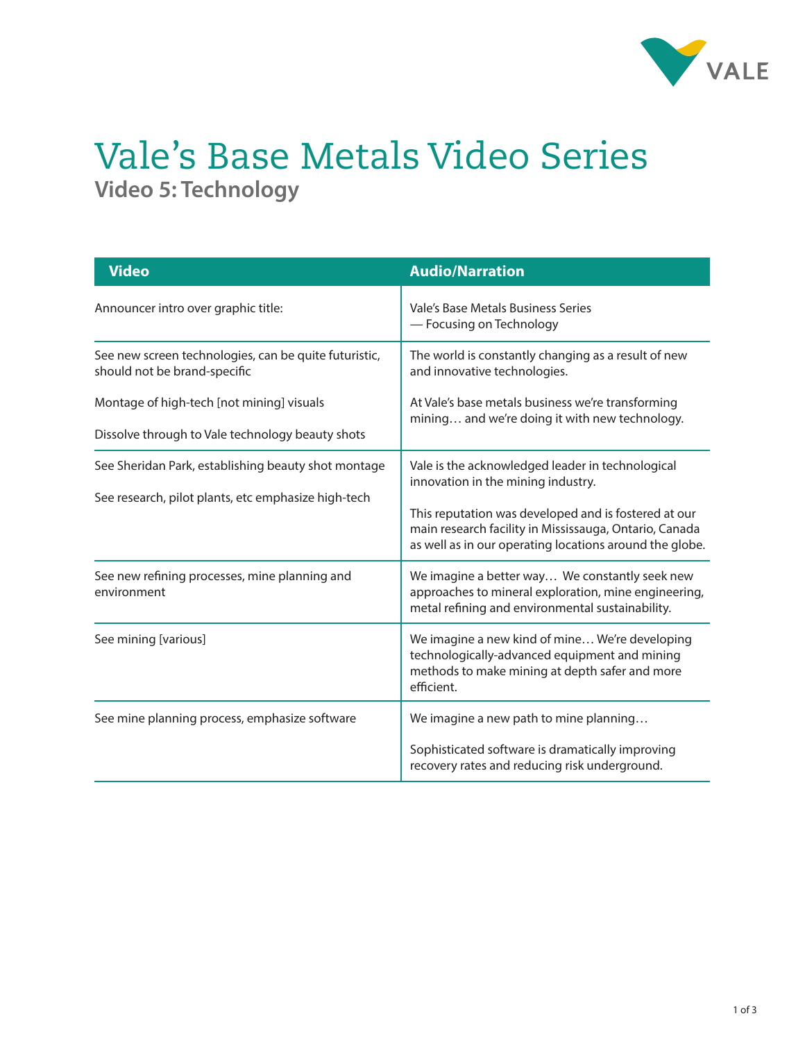# Vale's Base Metals Video Series

## Video 5: Technology

| Video | Audio/Narration |
|---|---|
| Announcer intro over graphic title: | Vale's Base Metals Business Series<br>— Focusing on Technology |
| See new screen technologies, can be quite futuristic, should not be brand-specific<br><br>Montage of high-tech [not mining] visuals<br><br>Dissolve through to Vale technology beauty shots | The world is constantly changing as a result of new and innovative technologies.<br><br>At Vale's base metals business we're transforming mining… and we're doing it with new technology. |
| See Sheridan Park, establishing beauty shot montage<br><br>See research, pilot plants, etc emphasize high-tech | Vale is the acknowledged leader in technological innovation in the mining industry.<br><br>This reputation was developed and is fostered at our main research facility in Mississauga, Ontario, Canada as well as in our operating locations around the globe. |
| See new refining processes, mine planning and environment | We imagine a better way… We constantly seek new approaches to mineral exploration, mine engineering, metal refining and environmental sustainability. |
| See mining [various] | We imagine a new kind of mine… We're developing technologically-advanced equipment and mining methods to make mining at depth safer and more efficient. |
| See mine planning process, emphasize software | We imagine a new path to mine planning…<br><br>Sophisticated software is dramatically improving recovery rates and reducing risk underground. |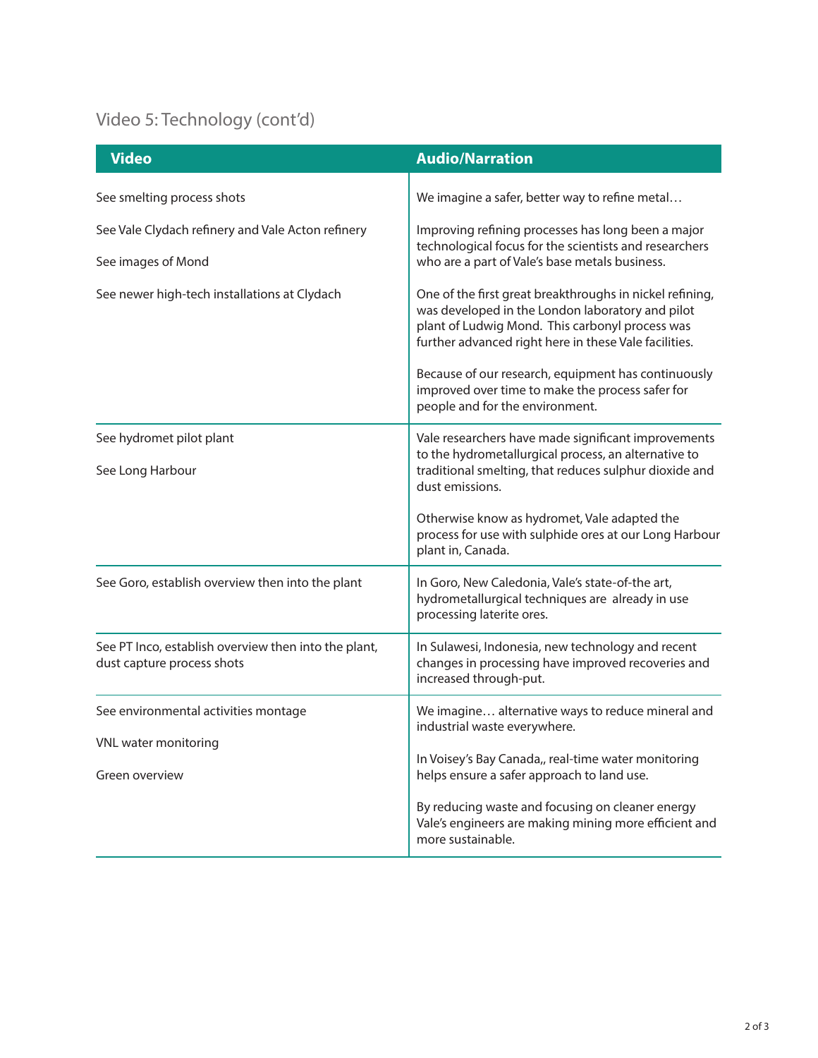## Video 5: Technology (cont'd)

| Video | Audio/Narration |
|---|---|
| See smelting process shots | We imagine a safer, better way to refine metal… |
| See Vale Clydach refinery and Vale Acton refinery<br><br>See images of Mond | Improving refining processes has long been a major technological focus for the scientists and researchers who are a part of Vale's base metals business. |
| See newer high-tech installations at Clydach | One of the first great breakthroughs in nickel refining, was developed in the London laboratory and pilot plant of Ludwig Mond. This carbonyl process was further advanced right here in these Vale facilities.<br><br>Because of our research, equipment has continuously improved over time to make the process safer for people and for the environment. |
| See hydromet pilot plant<br><br>See Long Harbour | Vale researchers have made significant improvements to the hydrometallurgical process, an alternative to traditional smelting, that reduces sulphur dioxide and dust emissions.<br><br>Otherwise know as hydromet, Vale adapted the process for use with sulphide ores at our Long Harbour plant in, Canada. |
| See Goro, establish overview then into the plant | In Goro, New Caledonia, Vale's state-of-the art, hydrometallurgical techniques are already in use processing laterite ores. |
| See PT Inco, establish overview then into the plant, dust capture process shots | In Sulawesi, Indonesia, new technology and recent changes in processing have improved recoveries and increased through-put. |
| See environmental activities montage<br><br>VNL water monitoring<br><br>Green overview | We imagine… alternative ways to reduce mineral and industrial waste everywhere.<br><br>In Voisey's Bay Canada,, real-time water monitoring helps ensure a safer approach to land use.<br><br>By reducing waste and focusing on cleaner energy Vale's engineers are making mining more efficient and more sustainable. |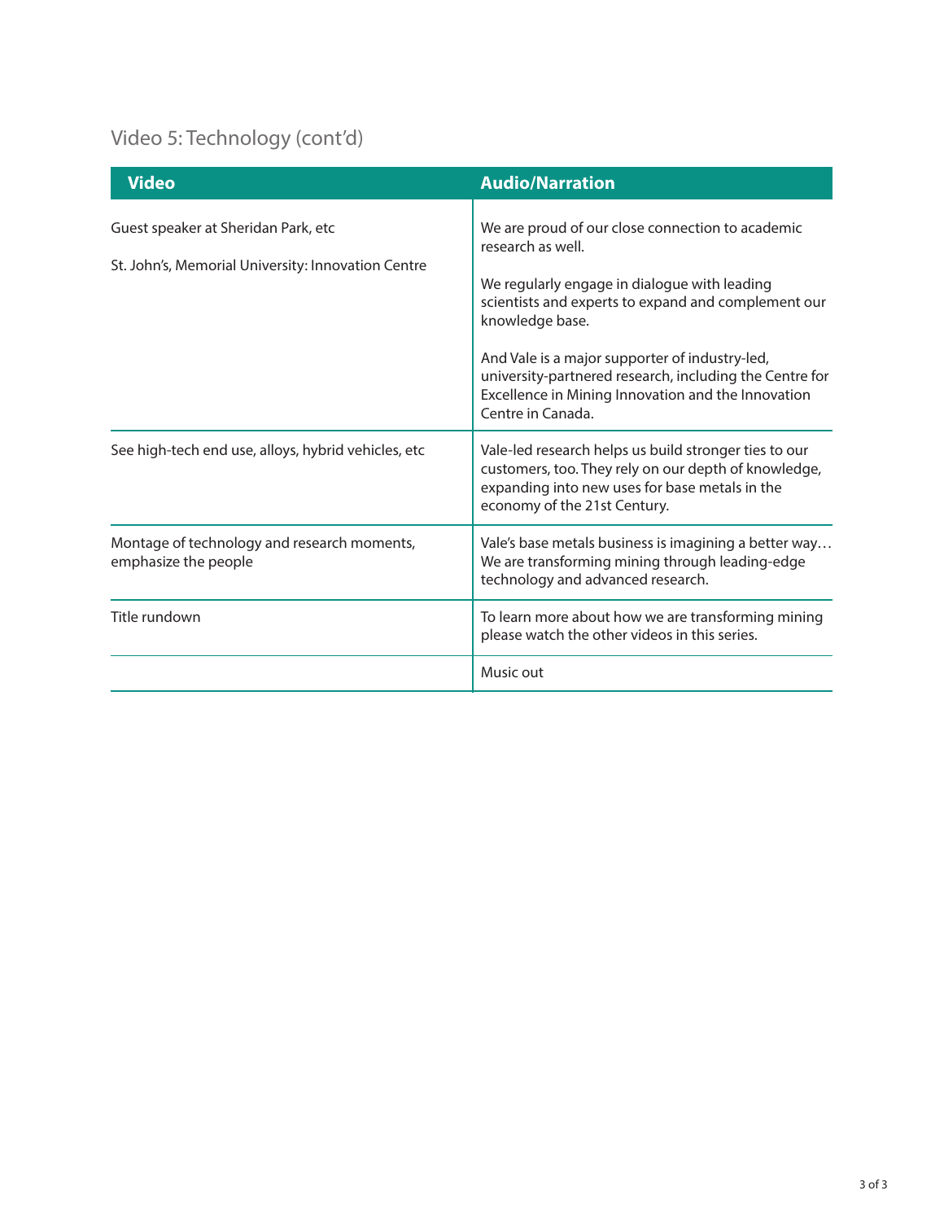## Video 5: Technology (cont'd)

| Video | Audio/Narration |
|---|---|
| Guest speaker at Sheridan Park, etc<br><br>St. John's, Memorial University: Innovation Centre | We are proud of our close connection to academic research as well.<br><br>We regularly engage in dialogue with leading scientists and experts to expand and complement our knowledge base.<br><br>And Vale is a major supporter of industry-led, university-partnered research, including the Centre for Excellence in Mining Innovation and the Innovation Centre in Canada. |
| See high-tech end use, alloys, hybrid vehicles, etc | Vale-led research helps us build stronger ties to our customers, too. They rely on our depth of knowledge, expanding into new uses for base metals in the economy of the 21st Century. |
| Montage of technology and research moments, emphasize the people | Vale's base metals business is imagining a better way… We are transforming mining through leading-edge technology and advanced research. |
| Title rundown | To learn more about how we are transforming mining please watch the other videos in this series. |
| | Music out |